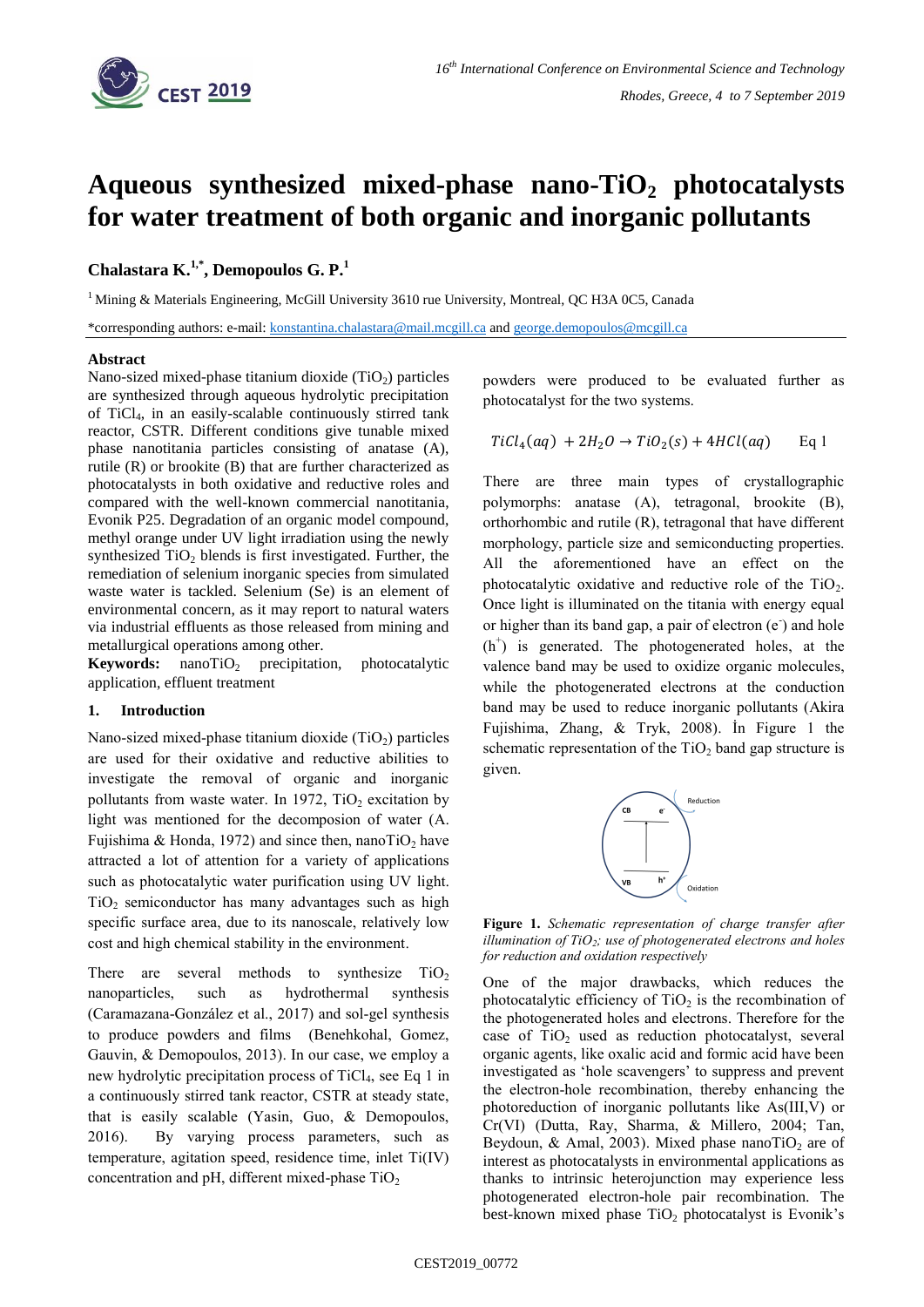# Aqueous synthesized mixed-phase nano-$TiO_2$ photocatalysts for water treatment of both organic and inorganic pollutants

**Chalastara K.[1,*], Demopoulos G. P.[1]**

[1] Mining & Materials Engineering, McGill University 3610 rue University, Montreal, QC H3A 0C5, Canada

*corresponding authors: e-mail: konstantina.chalastara@mail.mcgill.ca and george.demopoulos@mcgill.ca

## Abstract

Nano-sized mixed-phase titanium dioxide ($TiO_2$) particles are synthesized through aqueous hydrolytic precipitation of $TiCl_4$, in an easily-scalable continuously stirred tank reactor, CSTR. Different conditions give tunable mixed phase nanotitania particles consisting of anatase (A), rutile (R) or brookite (B) that are further characterized as photocatalysts in both oxidative and reductive roles and compared with the well-known commercial nanotitania, Evonik P25. Degradation of an organic model compound, methyl orange under UV light irradiation using the newly synthesized $TiO_2$ blends is first investigated. Further, the remediation of selenium inorganic species from simulated waste water is tackled. Selenium (Se) is an element of environmental concern, as it may report to natural waters via industrial effluents as those released from mining and metallurgical operations among other.

**Keywords:** nano$TiO_2$ precipitation, photocatalytic application, effluent treatment

## 1. Introduction

Nano-sized mixed-phase titanium dioxide ($TiO_2$) particles are used for their oxidative and reductive abilities to investigate the removal of organic and inorganic pollutants from waste water. In 1972, $TiO_2$ excitation by light was mentioned for the decomposition of water (A. Fujishima & Honda, 1972) and since then, nano$TiO_2$ have attracted a lot of attention for a variety of applications such as photocatalytic water purification using UV light. $TiO_2$ semiconductor has many advantages such as high specific surface area, due to its nanoscale, relatively low cost and high chemical stability in the environment.

There are several methods to synthesize $TiO_2$ nanoparticles, such as hydrothermal synthesis (Caramazana-González et al., 2017) and sol-gel synthesis to produce powders and films (Benehkohal, Gomez, Gauvin, & Demopoulos, 2013). In our case, we employ a new hydrolytic precipitation process of $TiCl_4$, see Eq 1 in a continuously stirred tank reactor, CSTR at steady state, that is easily scalable (Yasin, Guo, & Demopoulos, 2016). By varying process parameters, such as temperature, agitation speed, residence time, inlet Ti(IV) concentration and pH, different mixed-phase $TiO_2$ powders were produced to be evaluated further as photocatalyst for the two systems.

$$TiCl_4(aq) + 2H_2O \rightarrow TiO_2(s) + 4HCl(aq) \qquad \text{Eq 1}$$

There are three main types of crystallographic polymorphs: anatase (A), tetragonal, brookite (B), orthorhombic and rutile (R), tetragonal that have different morphology, particle size and semiconducting properties. All the aforementioned have an effect on the photocatalytic oxidative and reductive role of the $TiO_2$. Once light is illuminated on the titania with energy equal or higher than its band gap, a pair of electron ($e^-$) and hole ($h^+$) is generated. The photogenerated holes, at the valence band may be used to oxidize organic molecules, while the photogenerated electrons at the conduction band may be used to reduce inorganic pollutants (Akira Fujishima, Zhang, & Tryk, 2008). In Figure 1 the schematic representation of the $TiO_2$ band gap structure is given.

**Figure 1.** *Schematic representation of charge transfer after illumination of $TiO_2$; use of photogenerated electrons and holes for reduction and oxidation respectively*

One of the major drawbacks, which reduces the photocatalytic efficiency of $TiO_2$ is the recombination of the photogenerated holes and electrons. Therefore for the case of $TiO_2$ used as reduction photocatalyst, several organic agents, like oxalic acid and formic acid have been investigated as 'hole scavengers' to suppress and prevent the electron-hole recombination, thereby enhancing the photoreduction of inorganic pollutants like As(III,V) or Cr(VI) (Dutta, Ray, Sharma, & Millero, 2004; Tan, Beydoun, & Amal, 2003). Mixed phase nano$TiO_2$ are of interest as photocatalysts in environmental applications as thanks to intrinsic heterojunction may experience less photogenerated electron-hole pair recombination. The best-known mixed phase $TiO_2$ photocatalyst is Evonik's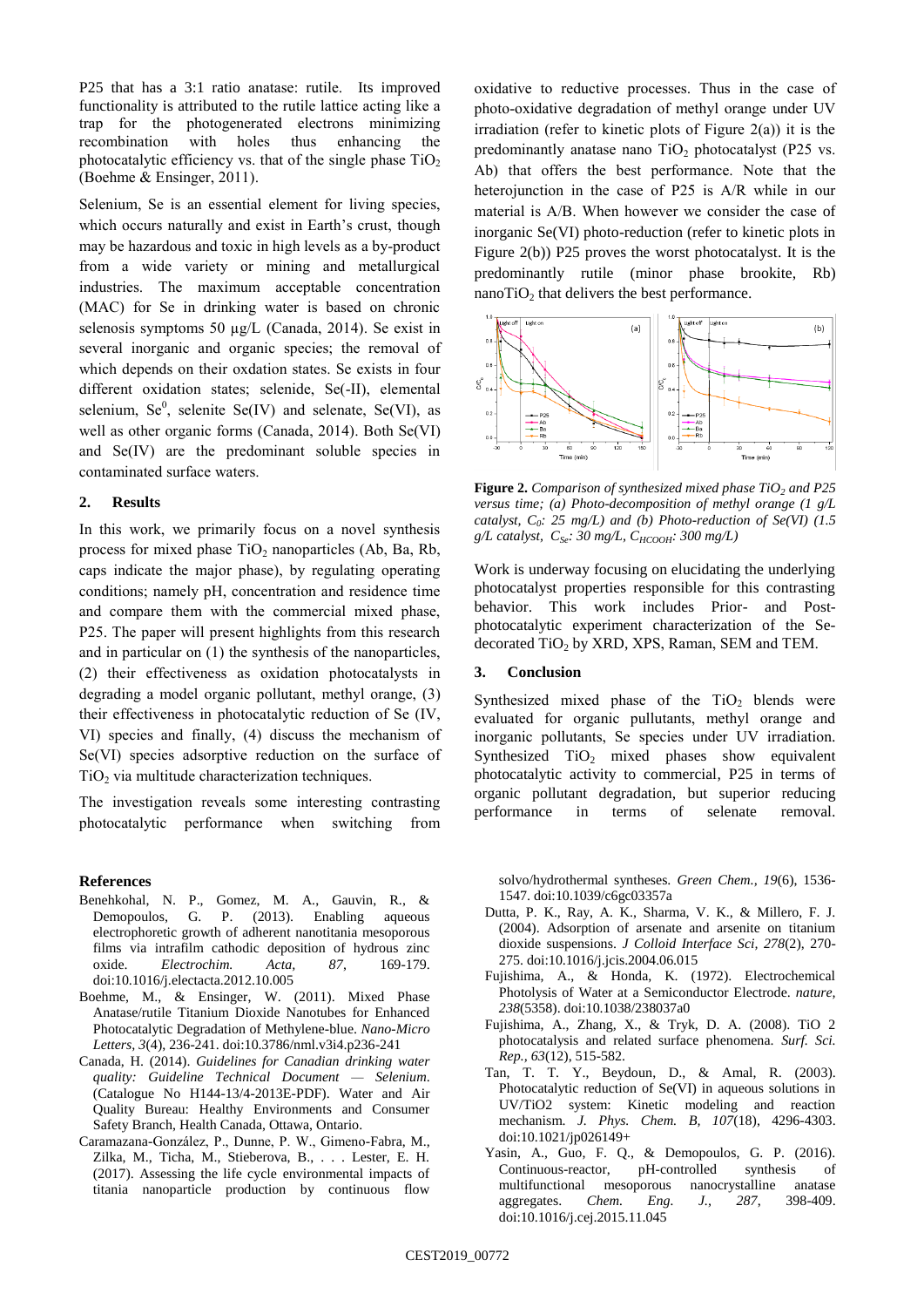P25 that has a 3:1 ratio anatase: rutile. Its improved functionality is attributed to the rutile lattice acting like a trap for the photogenerated electrons minimizing recombination with holes thus enhancing the photocatalytic efficiency vs. that of the single phase $TiO_2$ (Boehme & Ensinger, 2011).

Selenium, Se is an essential element for living species, which occurs naturally and exist in Earth's crust, though may be hazardous and toxic in high levels as a by-product from a wide variety or mining and metallurgical industries. The maximum acceptable concentration (MAC) for Se in drinking water is based on chronic selenosis symptoms 50 µg/L (Canada, 2014). Se exist in several inorganic and organic species; the removal of which depends on their oxidation states. Se exists in four different oxidation states; selenide, Se(-II), elemental selenium, $Se^0$, selenite Se(IV) and selenate, Se(VI), as well as other organic forms (Canada, 2014). Both Se(VI) and Se(IV) are the predominant soluble species in contaminated surface waters.

## 2. Results

In this work, we primarily focus on a novel synthesis process for mixed phase $TiO_2$ nanoparticles (Ab, Ba, Rb, caps indicate the major phase), by regulating operating conditions; namely pH, concentration and residence time and compare them with the commercial mixed phase, P25. The paper will present highlights from this research and in particular on (1) the synthesis of the nanoparticles, (2) their effectiveness as oxidation photocatalysts in degrading a model organic pollutant, methyl orange, (3) their effectiveness in photocatalytic reduction of Se (IV, VI) species and finally, (4) discuss the mechanism of Se(VI) species adsorptive reduction on the surface of $TiO_2$ via multitude characterization techniques.

The investigation reveals some interesting contrasting photocatalytic performance when switching from oxidative to reductive processes. Thus in the case of photo-oxidative degradation of methyl orange under UV irradiation (refer to kinetic plots of Figure 2(a)) it is the predominantly anatase nano $TiO_2$ photocatalyst (P25 vs. Ab) that offers the best performance. Note that the heterojunction in the case of P25 is A/R while in our material is A/B. When however we consider the case of inorganic Se(VI) photo-reduction (refer to kinetic plots in Figure 2(b)) P25 proves the worst photocatalyst. It is the predominantly rutile (minor phase brookite, Rb) nano$TiO_2$ that delivers the best performance.

(a)
Light off Light on
$C/C_0$
Time (min)
P25
Ab
Ba
Rb

(b)
Light off Light on
$C/C_0$
Time (min)
P25
Ab
Ba
Rb

**Figure 2.** *Comparison of synthesized mixed phase $TiO_2$ and P25 versus time; (a) Photo-decomposition of methyl orange (1 g/L catalyst, $C_0$: 25 mg/L) and (b) Photo-reduction of Se(VI) (1.5 g/L catalyst, $C_{Se}$: 30 mg/L, $C_{HCOOH}$: 300 mg/L)*

Work is underway focusing on elucidating the underlying photocatalyst properties responsible for this contrasting behavior. This work includes Prior- and Post-photocatalytic experiment characterization of the Se-decorated $TiO_2$ by XRD, XPS, Raman, SEM and TEM.

## 3. Conclusion

Synthesized mixed phase of the $TiO_2$ blends were evaluated for organic pullutants, methyl orange and inorganic pollutants, Se species under UV irradiation. Synthesized $TiO_2$ mixed phases show equivalent photocatalytic activity to commercial, P25 in terms of organic pollutant degradation, but superior reducing performance in terms of selenate removal.

## References

- Benehkohal, N. P., Gomez, M. A., Gauvin, R., & Demopoulos, G. P. (2013). Enabling aqueous electrophoretic growth of adherent nanotitania mesoporous films via intrafilm cathodic deposition of hydrous zinc oxide. *Electrochim. Acta, 87*, 169-179. doi:10.1016/j.electacta.2012.10.005
- Boehme, M., & Ensinger, W. (2011). Mixed Phase Anatase/rutile Titanium Dioxide Nanotubes for Enhanced Photocatalytic Degradation of Methylene-blue. *Nano-Micro Letters, 3*(4), 236-241. doi:10.3786/nml.v3i4.p236-241
- Canada, H. (2014). *Guidelines for Canadian drinking water quality: Guideline Technical Document — Selenium*. (Catalogue No H144-13/4-2013E-PDF). Water and Air Quality Bureau: Healthy Environments and Consumer Safety Branch, Health Canada, Ottawa, Ontario.
- Caramazana-González, P., Dunne, P. W., Gimeno-Fabra, M., Zilka, M., Ticha, M., Stieberova, B., . . . Lester, E. H. (2017). Assessing the life cycle environmental impacts of titania nanoparticle production by continuous flow solvo/hydrothermal syntheses. *Green Chem., 19*(6), 1536-1547. doi:10.1039/c6gc03357a
- Dutta, P. K., Ray, A. K., Sharma, V. K., & Millero, F. J. (2004). Adsorption of arsenate and arsenite on titanium dioxide suspensions. *J Colloid Interface Sci, 278*(2), 270-275. doi:10.1016/j.jcis.2004.06.015
- Fujishima, A., & Honda, K. (1972). Electrochemical Photolysis of Water at a Semiconductor Electrode. *nature, 238*(5358). doi:10.1038/238037a0
- Fujishima, A., Zhang, X., & Tryk, D. A. (2008). TiO 2 photocatalysis and related surface phenomena. *Surf. Sci. Rep., 63*(12), 515-582.
- Tan, T. T. Y., Beydoun, D., & Amal, R. (2003). Photocatalytic reduction of Se(VI) in aqueous solutions in UV/TiO2 system: Kinetic modeling and reaction mechanism. *J. Phys. Chem. B, 107*(18), 4296-4303. doi:10.1021/jp026149+
- Yasin, A., Guo, F. Q., & Demopoulos, G. P. (2016). Continuous-reactor, pH-controlled synthesis of multifunctional mesoporous nanocrystalline anatase aggregates. *Chem. Eng. J., 287*, 398-409. doi:10.1016/j.cej.2015.11.045